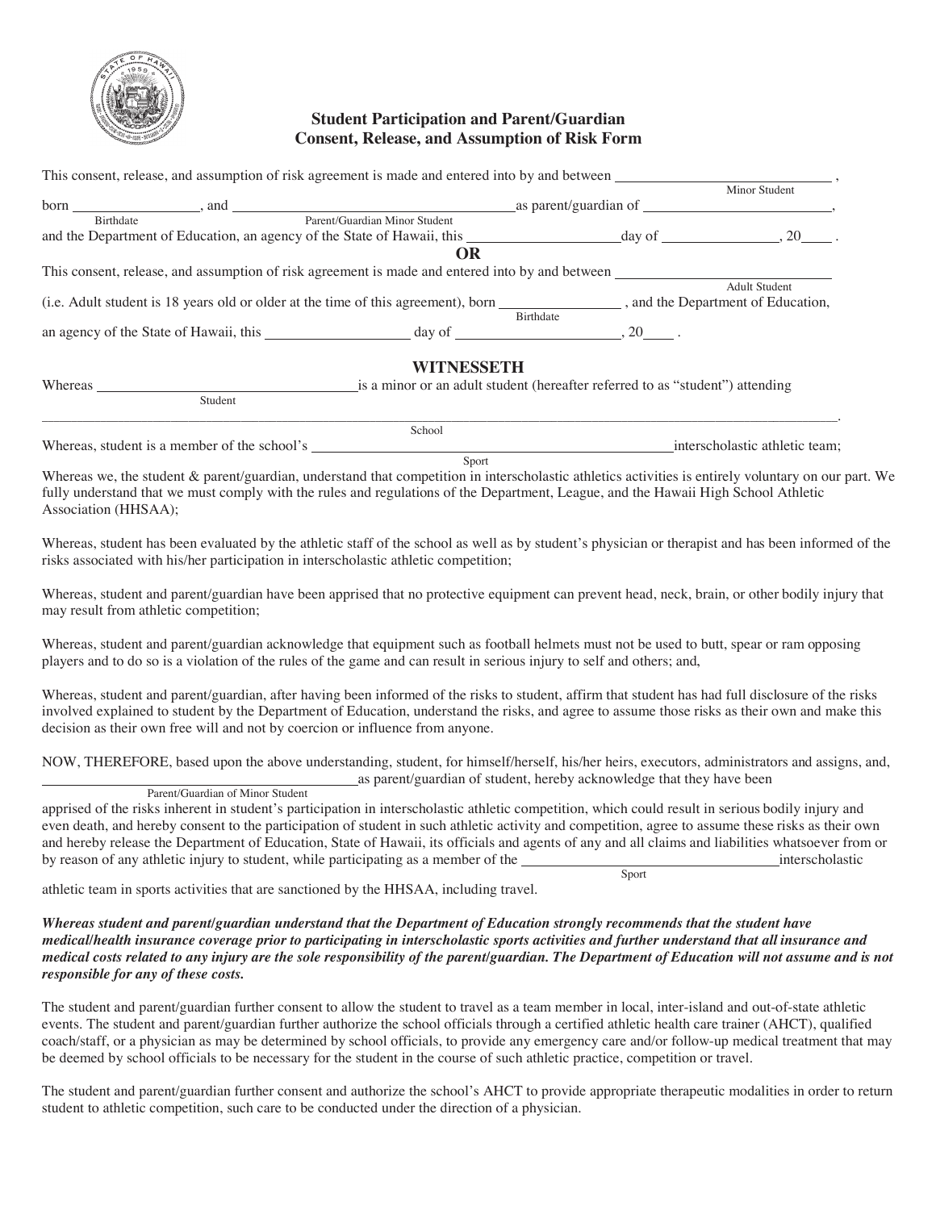## Student Participation and Parent/Guardian Consent, Release, and Assumption of Risk Form

This consent, release, and assumption of risk agreement is made and entered into by and between ______________________ (Minor Student), born ______________ (Birthdate), and ______________________ (Parent/Guardian Minor Student) as parent/guardian of ______________________, and the Department of Education, an agency of the State of Hawaii, this ______________ day of ______________, 20____ .

**OR**

This consent, release, and assumption of risk agreement is made and entered into by and between ______________________ (Adult Student) (i.e. Adult student is 18 years old or older at the time of this agreement), born ______________ (Birthdate), and the Department of Education, an agency of the State of Hawaii, this ______________ day of ______________, 20____ .

**WITNESSETH**

Whereas ______________________ (Student) is a minor or an adult student (hereafter referred to as "student") attending ____________________________________________ (School).

Whereas, student is a member of the school's ______________________ (Sport) interscholastic athletic team;

Whereas we, the student & parent/guardian, understand that competition in interscholastic athletics activities is entirely voluntary on our part. We fully understand that we must comply with the rules and regulations of the Department, League, and the Hawaii High School Athletic Association (HHSAA);

Whereas, student has been evaluated by the athletic staff of the school as well as by student's physician or therapist and has been informed of the risks associated with his/her participation in interscholastic athletic competition;

Whereas, student and parent/guardian have been apprised that no protective equipment can prevent head, neck, brain, or other bodily injury that may result from athletic competition;

Whereas, student and parent/guardian acknowledge that equipment such as football helmets must not be used to butt, spear or ram opposing players and to do so is a violation of the rules of the game and can result in serious injury to self and others; and,

Whereas, student and parent/guardian, after having been informed of the risks to student, affirm that student has had full disclosure of the risks involved explained to student by the Department of Education, understand the risks, and agree to assume those risks as their own and make this decision as their own free will and not by coercion or influence from anyone.

NOW, THEREFORE, based upon the above understanding, student, for himself/herself, his/her heirs, executors, administrators and assigns, and, ______________________ (Parent/Guardian of Minor Student) as parent/guardian of student, hereby acknowledge that they have been apprised of the risks inherent in student's participation in interscholastic athletic competition, which could result in serious bodily injury and even death, and hereby consent to the participation of student in such athletic activity and competition, agree to assume these risks as their own and hereby release the Department of Education, State of Hawaii, its officials and agents of any and all claims and liabilities whatsoever from or by reason of any athletic injury to student, while participating as a member of the ______________________ (Sport) interscholastic athletic team in sports activities that are sanctioned by the HHSAA, including travel.

***Whereas student and parent/guardian understand that the Department of Education strongly recommends that the student have medical/health insurance coverage prior to participating in interscholastic sports activities and further understand that all insurance and medical costs related to any injury are the sole responsibility of the parent/guardian. The Department of Education will not assume and is not responsible for any of these costs.***

The student and parent/guardian further consent to allow the student to travel as a team member in local, inter-island and out-of-state athletic events. The student and parent/guardian further authorize the school officials through a certified athletic health care trainer (AHCT), qualified coach/staff, or a physician as may be determined by school officials, to provide any emergency care and/or follow-up medical treatment that may be deemed by school officials to be necessary for the student in the course of such athletic practice, competition or travel.

The student and parent/guardian further consent and authorize the school's AHCT to provide appropriate therapeutic modalities in order to return student to athletic competition, such care to be conducted under the direction of a physician.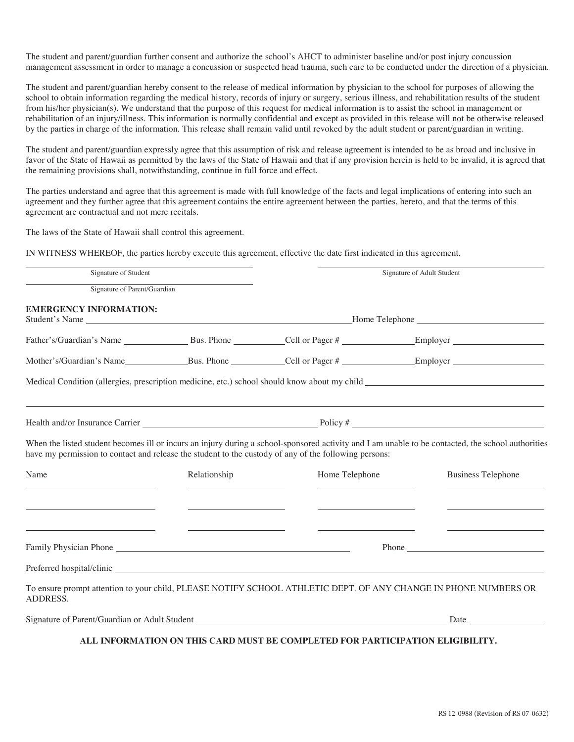The student and parent/guardian further consent and authorize the school's AHCT to administer baseline and/or post injury concussion management assessment in order to manage a concussion or suspected head trauma, such care to be conducted under the direction of a physician.

The student and parent/guardian hereby consent to the release of medical information by physician to the school for purposes of allowing the school to obtain information regarding the medical history, records of injury or surgery, serious illness, and rehabilitation results of the student from his/her physician(s). We understand that the purpose of this request for medical information is to assist the school in management or rehabilitation of an injury/illness. This information is normally confidential and except as provided in this release will not be otherwise released by the parties in charge of the information. This release shall remain valid until revoked by the adult student or parent/guardian in writing.

The student and parent/guardian expressly agree that this assumption of risk and release agreement is intended to be as broad and inclusive in favor of the State of Hawaii as permitted by the laws of the State of Hawaii and that if any provision herein is held to be invalid, it is agreed that the remaining provisions shall, notwithstanding, continue in full force and effect.

The parties understand and agree that this agreement is made with full knowledge of the facts and legal implications of entering into such an agreement and they further agree that this agreement contains the entire agreement between the parties, hereto, and that the terms of this agreement are contractual and not mere recitals.

The laws of the State of Hawaii shall control this agreement.

IN WITNESS WHEREOF, the parties hereby execute this agreement, effective the date first indicated in this agreement.

\_\_\_\_\_\_\_\_\_\_\_\_\_\_\_\_\_\_\_\_\_\_\_\_\_\_\_\_\_\_\_\_\_\_\_\_\_\_\_\_  
Signature of Student

\_\_\_\_\_\_\_\_\_\_\_\_\_\_\_\_\_\_\_\_\_\_\_\_\_\_\_\_\_\_\_\_\_\_\_\_\_\_\_\_  
Signature of Adult Student

\_\_\_\_\_\_\_\_\_\_\_\_\_\_\_\_\_\_\_\_\_\_\_\_\_\_\_\_\_\_\_\_\_\_\_\_\_\_\_\_  
Signature of Parent/Guardian

**EMERGENCY INFORMATION:**

Student's Name \_\_\_\_\_\_\_\_\_\_\_\_\_\_\_\_\_\_\_\_\_\_\_\_\_\_\_\_\_\_\_\_ Home Telephone \_\_\_\_\_\_\_\_\_\_\_\_\_\_\_\_\_\_\_\_

Father's/Guardian's Name \_\_\_\_\_\_\_\_\_\_ Bus. Phone \_\_\_\_\_\_\_\_\_\_ Cell or Pager # \_\_\_\_\_\_\_\_\_\_ Employer \_\_\_\_\_\_\_\_\_\_

Mother's/Guardian's Name \_\_\_\_\_\_\_\_\_\_ Bus. Phone \_\_\_\_\_\_\_\_\_\_ Cell or Pager # \_\_\_\_\_\_\_\_\_\_ Employer \_\_\_\_\_\_\_\_\_\_

Medical Condition (allergies, prescription medicine, etc.) school should know about my child \_\_\_\_\_\_\_\_\_\_\_\_\_\_\_\_\_\_\_\_

\_\_\_\_\_\_\_\_\_\_\_\_\_\_\_\_\_\_\_\_\_\_\_\_\_\_\_\_\_\_\_\_\_\_\_\_\_\_\_\_\_\_\_\_\_\_\_\_\_\_\_\_\_\_\_\_\_\_\_\_

Health and/or Insurance Carrier \_\_\_\_\_\_\_\_\_\_\_\_\_\_\_\_\_\_\_\_\_\_\_\_ Policy # \_\_\_\_\_\_\_\_\_\_\_\_\_\_\_\_\_\_\_\_\_\_\_\_

When the listed student becomes ill or incurs an injury during a school-sponsored activity and I am unable to be contacted, the school authorities have my permission to contact and release the student to the custody of any of the following persons:

| Name | Relationship | Home Telephone | Business Telephone |
| --- | --- | --- | --- |
| | | | |
| | | | |
| | | | |

Family Physician Phone \_\_\_\_\_\_\_\_\_\_\_\_\_\_\_\_\_\_\_\_\_\_\_\_\_\_\_\_\_\_\_\_ Phone \_\_\_\_\_\_\_\_\_\_\_\_\_\_\_\_\_\_\_\_

Preferred hospital/clinic \_\_\_\_\_\_\_\_\_\_\_\_\_\_\_\_\_\_\_\_\_\_\_\_\_\_\_\_\_\_\_\_\_\_\_\_\_\_\_\_\_\_\_\_\_\_\_\_

To ensure prompt attention to your child, PLEASE NOTIFY SCHOOL ATHLETIC DEPT. OF ANY CHANGE IN PHONE NUMBERS OR ADDRESS.

Signature of Parent/Guardian or Adult Student \_\_\_\_\_\_\_\_\_\_\_\_\_\_\_\_\_\_\_\_\_\_\_\_\_\_\_\_\_\_\_\_ Date \_\_\_\_\_\_\_\_\_\_

**ALL INFORMATION ON THIS CARD MUST BE COMPLETED FOR PARTICIPATION ELIGIBILITY.**

RS 12-0988 (Revision of RS 07-0632)